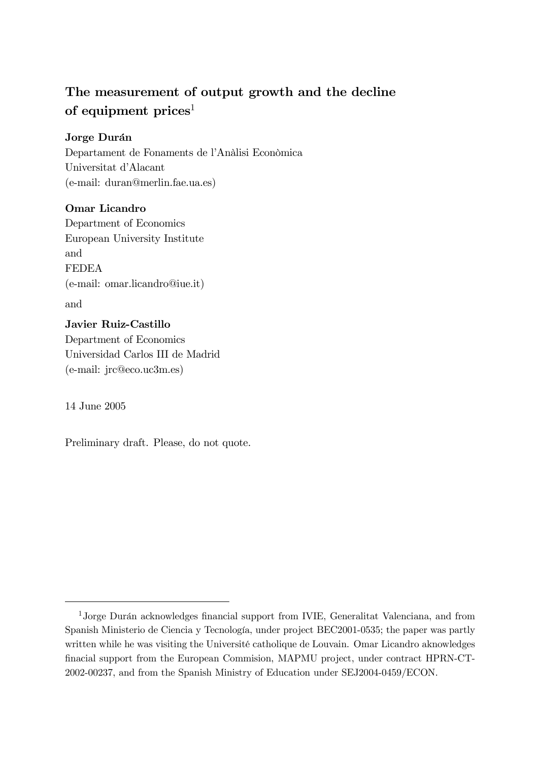# The measurement of output growth and the decline of equipment prices[1]

**Jorge Durán**
Departament de Fonaments de l'Anàlisi Econòmica
Universitat d'Alacant
(e-mail: duran@merlin.fae.ua.es)

**Omar Licandro**
Department of Economics
European University Institute
and
FEDEA
(e-mail: omar.licandro@iue.it)

and

**Javier Ruiz-Castillo**
Department of Economics
Universidad Carlos III de Madrid
(e-mail: jrc@eco.uc3m.es)

14 June 2005

Preliminary draft. Please, do not quote.

---

[1] Jorge Durán acknowledges financial support from IVIE, Generalitat Valenciana, and from Spanish Ministerio de Ciencia y Tecnología, under project BEC2001-0535; the paper was partly written while he was visiting the Université catholique de Louvain. Omar Licandro aknowledges finacial support from the European Commision, MAPMU project, under contract HPRN-CT-2002-00237, and from the Spanish Ministry of Education under SEJ2004-0459/ECON.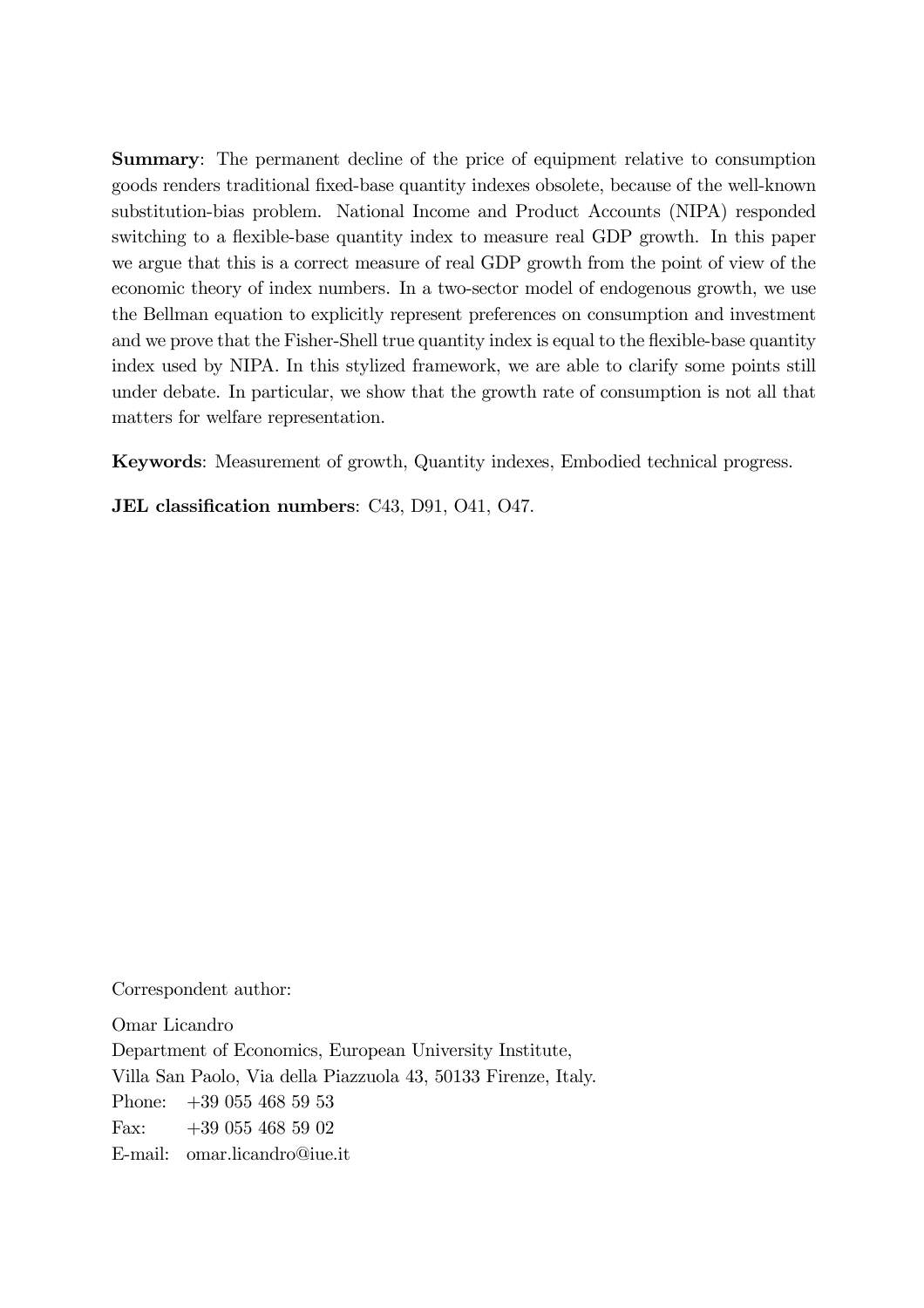**Summary**: The permanent decline of the price of equipment relative to consumption goods renders traditional fixed-base quantity indexes obsolete, because of the well-known substitution-bias problem. National Income and Product Accounts (NIPA) responded switching to a flexible-base quantity index to measure real GDP growth. In this paper we argue that this is a correct measure of real GDP growth from the point of view of the economic theory of index numbers. In a two-sector model of endogenous growth, we use the Bellman equation to explicitly represent preferences on consumption and investment and we prove that the Fisher-Shell true quantity index is equal to the flexible-base quantity index used by NIPA. In this stylized framework, we are able to clarify some points still under debate. In particular, we show that the growth rate of consumption is not all that matters for welfare representation.

**Keywords**: Measurement of growth, Quantity indexes, Embodied technical progress.

**JEL classification numbers**: C43, D91, O41, O47.

Correspondent author:

Omar Licandro
Department of Economics, European University Institute,
Villa San Paolo, Via della Piazzuola 43, 50133 Firenze, Italy.
Phone: +39 055 468 59 53
Fax: +39 055 468 59 02
E-mail: omar.licandro@iue.it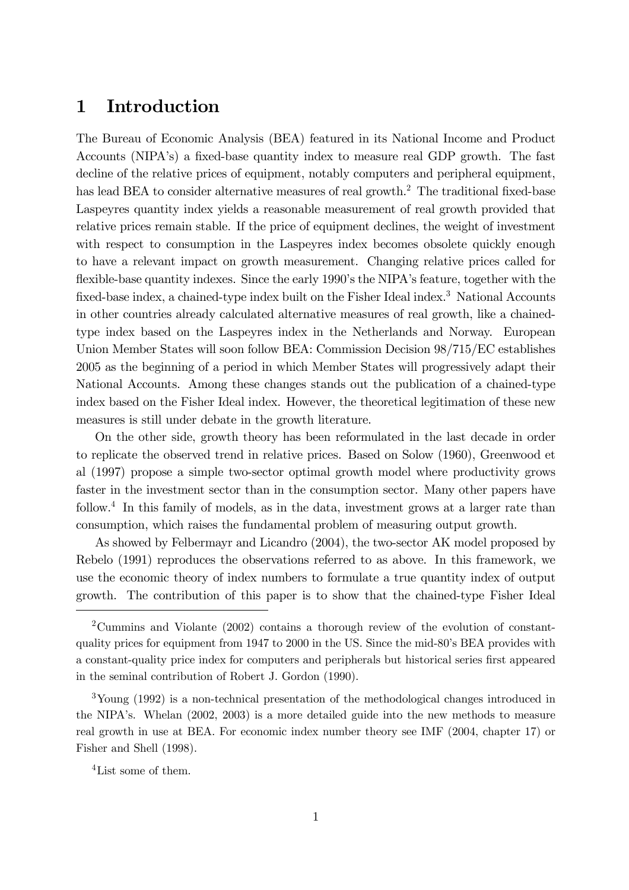# 1 Introduction

The Bureau of Economic Analysis (BEA) featured in its National Income and Product Accounts (NIPA's) a fixed-base quantity index to measure real GDP growth. The fast decline of the relative prices of equipment, notably computers and peripheral equipment, has lead BEA to consider alternative measures of real growth.[2] The traditional fixed-base Laspeyres quantity index yields a reasonable measurement of real growth provided that relative prices remain stable. If the price of equipment declines, the weight of investment with respect to consumption in the Laspeyres index becomes obsolete quickly enough to have a relevant impact on growth measurement. Changing relative prices called for flexible-base quantity indexes. Since the early 1990's the NIPA's feature, together with the fixed-base index, a chained-type index built on the Fisher Ideal index.[3] National Accounts in other countries already calculated alternative measures of real growth, like a chained-type index based on the Laspeyres index in the Netherlands and Norway. European Union Member States will soon follow BEA: Commission Decision 98/715/EC establishes 2005 as the beginning of a period in which Member States will progressively adapt their National Accounts. Among these changes stands out the publication of a chained-type index based on the Fisher Ideal index. However, the theoretical legitimation of these new measures is still under debate in the growth literature.

On the other side, growth theory has been reformulated in the last decade in order to replicate the observed trend in relative prices. Based on Solow (1960), Greenwood et al (1997) propose a simple two-sector optimal growth model where productivity grows faster in the investment sector than in the consumption sector. Many other papers have follow.[4] In this family of models, as in the data, investment grows at a larger rate than consumption, which raises the fundamental problem of measuring output growth.

As showed by Felbermayr and Licandro (2004), the two-sector AK model proposed by Rebelo (1991) reproduces the observations referred to as above. In this framework, we use the economic theory of index numbers to formulate a true quantity index of output growth. The contribution of this paper is to show that the chained-type Fisher Ideal

---

[2] Cummins and Violante (2002) contains a thorough review of the evolution of constant-quality prices for equipment from 1947 to 2000 in the US. Since the mid-80's BEA provides with a constant-quality price index for computers and peripherals but historical series first appeared in the seminal contribution of Robert J. Gordon (1990).

[3] Young (1992) is a non-technical presentation of the methodological changes introduced in the NIPA's. Whelan (2002, 2003) is a more detailed guide into the new methods to measure real growth in use at BEA. For economic index number theory see IMF (2004, chapter 17) or Fisher and Shell (1998).

[4] List some of them.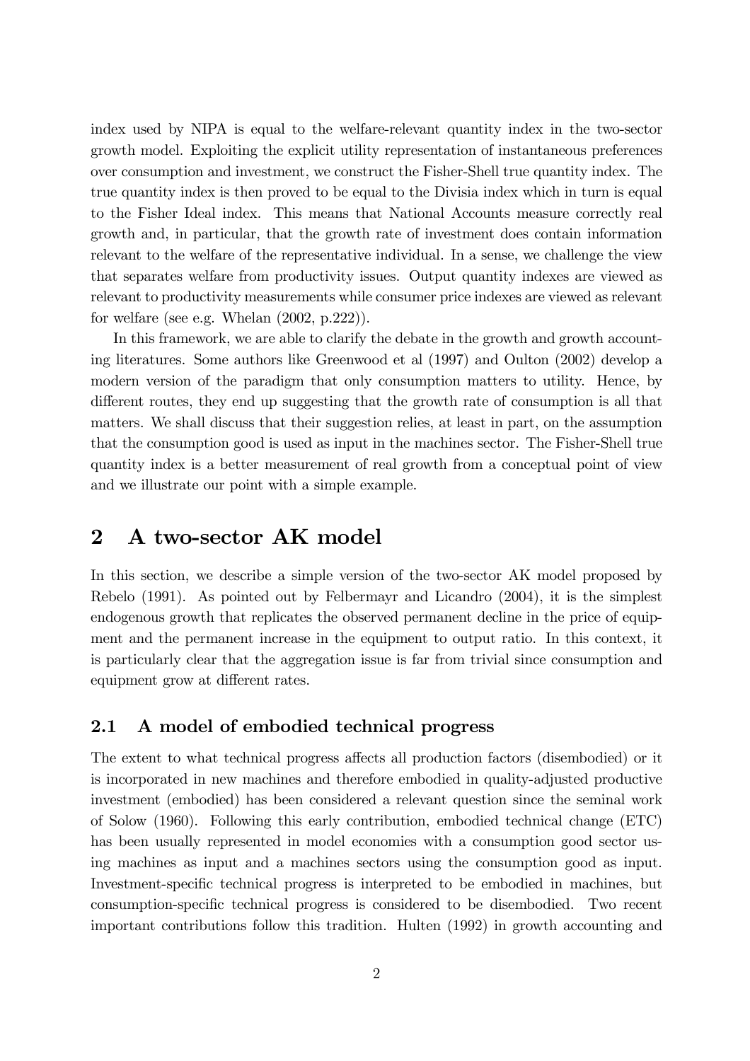index used by NIPA is equal to the welfare-relevant quantity index in the two-sector growth model. Exploiting the explicit utility representation of instantaneous preferences over consumption and investment, we construct the Fisher-Shell true quantity index. The true quantity index is then proved to be equal to the Divisia index which in turn is equal to the Fisher Ideal index. This means that National Accounts measure correctly real growth and, in particular, that the growth rate of investment does contain information relevant to the welfare of the representative individual. In a sense, we challenge the view that separates welfare from productivity issues. Output quantity indexes are viewed as relevant to productivity measurements while consumer price indexes are viewed as relevant for welfare (see e.g. Whelan (2002, p.222)).

In this framework, we are able to clarify the debate in the growth and growth accounting literatures. Some authors like Greenwood et al (1997) and Oulton (2002) develop a modern version of the paradigm that only consumption matters to utility. Hence, by different routes, they end up suggesting that the growth rate of consumption is all that matters. We shall discuss that their suggestion relies, at least in part, on the assumption that the consumption good is used as input in the machines sector. The Fisher-Shell true quantity index is a better measurement of real growth from a conceptual point of view and we illustrate our point with a simple example.

## 2 A two-sector AK model

In this section, we describe a simple version of the two-sector AK model proposed by Rebelo (1991). As pointed out by Felbermayr and Licandro (2004), it is the simplest endogenous growth that replicates the observed permanent decline in the price of equipment and the permanent increase in the equipment to output ratio. In this context, it is particularly clear that the aggregation issue is far from trivial since consumption and equipment grow at different rates.

### 2.1 A model of embodied technical progress

The extent to what technical progress affects all production factors (disembodied) or it is incorporated in new machines and therefore embodied in quality-adjusted productive investment (embodied) has been considered a relevant question since the seminal work of Solow (1960). Following this early contribution, embodied technical change (ETC) has been usually represented in model economies with a consumption good sector using machines as input and a machines sectors using the consumption good as input. Investment-specific technical progress is interpreted to be embodied in machines, but consumption-specific technical progress is considered to be disembodied. Two recent important contributions follow this tradition. Hulten (1992) in growth accounting and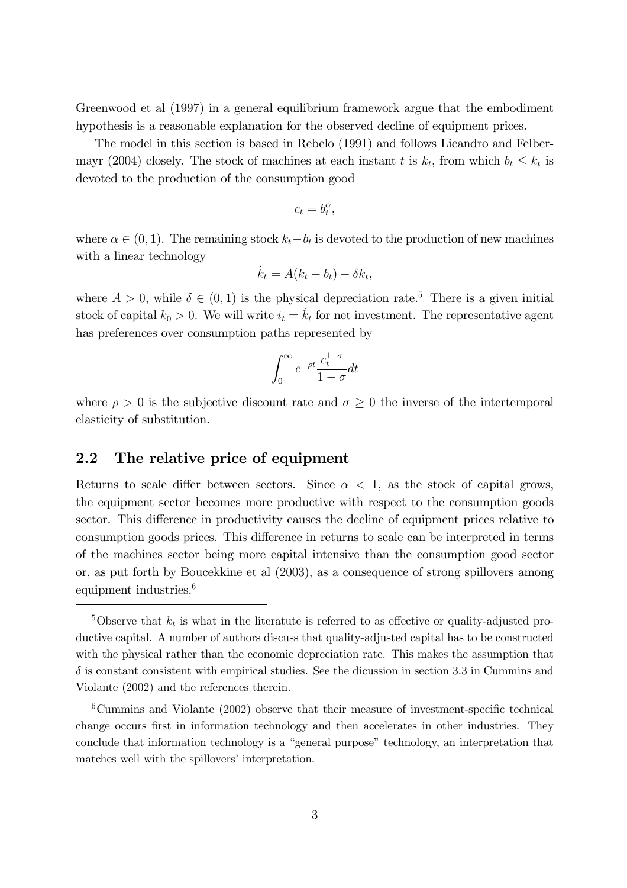Greenwood et al (1997) in a general equilibrium framework argue that the embodiment hypothesis is a reasonable explanation for the observed decline of equipment prices.

The model in this section is based in Rebelo (1991) and follows Licandro and Felbermayr (2004) closely. The stock of machines at each instant $t$ is $k_t$, from which $b_t \leq k_t$ is devoted to the production of the consumption good

$$c_t = b_t^{\alpha},$$

where $\alpha \in (0,1)$. The remaining stock $k_t - b_t$ is devoted to the production of new machines with a linear technology

$$\dot{k}_t = A(k_t - b_t) - \delta k_t,$$

where $A > 0$, while $\delta \in (0,1)$ is the physical depreciation rate.[5] There is a given initial stock of capital $k_0 > 0$. We will write $i_t = \dot{k}_t$ for net investment. The representative agent has preferences over consumption paths represented by

$$\int_0^{\infty} e^{-\rho t} \frac{c_t^{1-\sigma}}{1-\sigma} dt$$

where $\rho > 0$ is the subjective discount rate and $\sigma \geq 0$ the inverse of the intertemporal elasticity of substitution.

## 2.2 The relative price of equipment

Returns to scale differ between sectors. Since $\alpha < 1$, as the stock of capital grows, the equipment sector becomes more productive with respect to the consumption goods sector. This difference in productivity causes the decline of equipment prices relative to consumption goods prices. This difference in returns to scale can be interpreted in terms of the machines sector being more capital intensive than the consumption good sector or, as put forth by Boucekkine et al (2003), as a consequence of strong spillovers among equipment industries.[6]

[5] Observe that $k_t$ is what in the literatute is referred to as effective or quality-adjusted productive capital. A number of authors discuss that quality-adjusted capital has to be constructed with the physical rather than the economic depreciation rate. This makes the assumption that $\delta$ is constant consistent with empirical studies. See the dicussion in section 3.3 in Cummins and Violante (2002) and the references therein.

[6] Cummins and Violante (2002) observe that their measure of investment-specific technical change occurs first in information technology and then accelerates in other industries. They conclude that information technology is a "general purpose" technology, an interpretation that matches well with the spillovers' interpretation.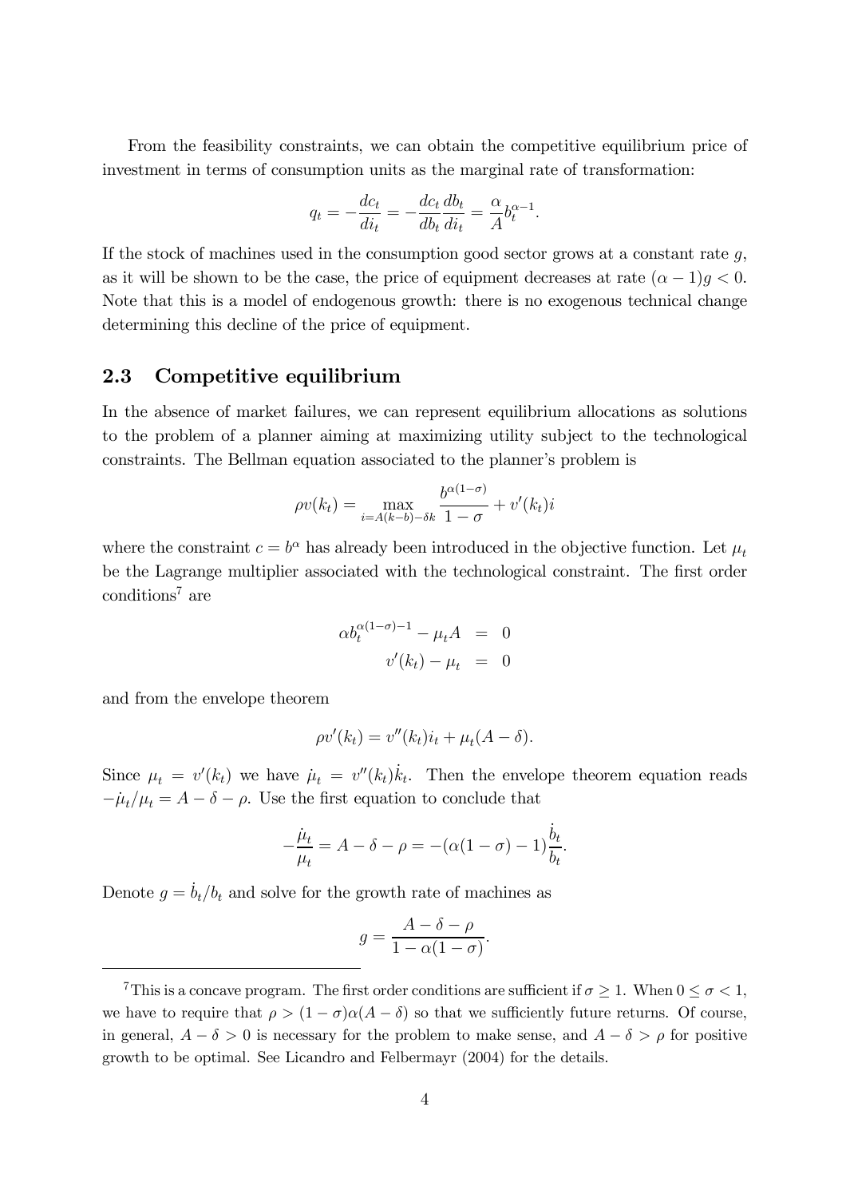From the feasibility constraints, we can obtain the competitive equilibrium price of investment in terms of consumption units as the marginal rate of transformation:

$$q_t = -\frac{dc_t}{di_t} = -\frac{dc_t}{db_t}\frac{db_t}{di_t} = \frac{\alpha}{A} b_t^{\alpha-1}.$$

If the stock of machines used in the consumption good sector grows at a constant rate $g$, as it will be shown to be the case, the price of equipment decreases at rate $(\alpha - 1)g < 0$. Note that this is a model of endogenous growth: there is no exogenous technical change determining this decline of the price of equipment.

## 2.3 Competitive equilibrium

In the absence of market failures, we can represent equilibrium allocations as solutions to the problem of a planner aiming at maximizing utility subject to the technological constraints. The Bellman equation associated to the planner's problem is

$$\rho v(k_t) = \max_{i=A(k-b)-\delta k} \frac{b^{\alpha(1-\sigma)}}{1-\sigma} + v'(k_t) i$$

where the constraint $c = b^\alpha$ has already been introduced in the objective function. Let $\mu_t$ be the Lagrange multiplier associated with the technological constraint. The first order conditions[7] are

$$\begin{aligned} \alpha b_t^{\alpha(1-\sigma)-1} - \mu_t A &= 0 \\ v'(k_t) - \mu_t &= 0 \end{aligned}$$

and from the envelope theorem

$$\rho v'(k_t) = v''(k_t) i_t + \mu_t (A - \delta).$$

Since $\mu_t = v'(k_t)$ we have $\dot{\mu}_t = v''(k_t)\dot{k}_t$. Then the envelope theorem equation reads $-\dot{\mu}_t/\mu_t = A - \delta - \rho$. Use the first equation to conclude that

$$-\frac{\dot{\mu}_t}{\mu_t} = A - \delta - \rho = -(\alpha(1-\sigma) - 1)\frac{\dot{b}_t}{b_t}.$$

Denote $g = \dot{b}_t/b_t$ and solve for the growth rate of machines as

$$g = \frac{A - \delta - \rho}{1 - \alpha(1-\sigma)}.$$

[7] This is a concave program. The first order conditions are sufficient if $\sigma \geq 1$. When $0 \leq \sigma < 1$, we have to require that $\rho > (1-\sigma)\alpha(A-\delta)$ so that we sufficiently future returns. Of course, in general, $A - \delta > 0$ is necessary for the problem to make sense, and $A - \delta > \rho$ for positive growth to be optimal. See Licandro and Felbermayr (2004) for the details.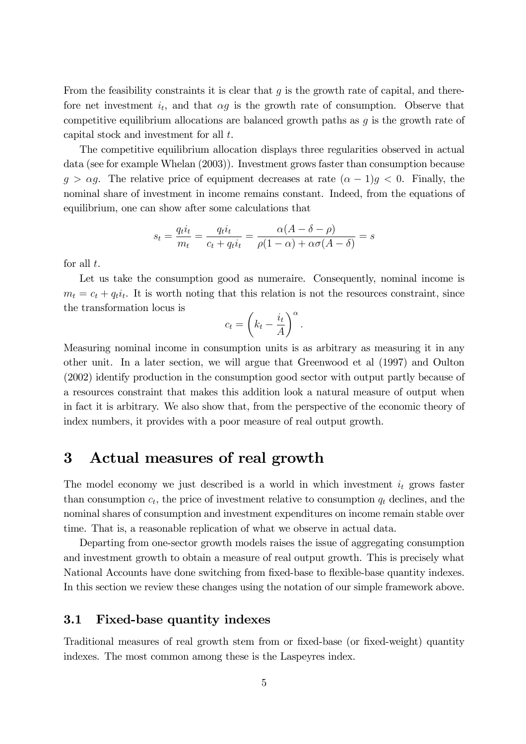From the feasibility constraints it is clear that $g$ is the growth rate of capital, and therefore net investment $i_t$, and that $\alpha g$ is the growth rate of consumption. Observe that competitive equilibrium allocations are balanced growth paths as $g$ is the growth rate of capital stock and investment for all $t$.

The competitive equilibrium allocation displays three regularities observed in actual data (see for example Whelan (2003)). Investment grows faster than consumption because $g > \alpha g$. The relative price of equipment decreases at rate $(\alpha - 1)g < 0$. Finally, the nominal share of investment in income remains constant. Indeed, from the equations of equilibrium, one can show after some calculations that

$$s_t = \frac{q_t i_t}{m_t} = \frac{q_t i_t}{c_t + q_t i_t} = \frac{\alpha(A - \delta - \rho)}{\rho(1-\alpha) + \alpha\sigma(A - \delta)} = s$$

for all $t$.

Let us take the consumption good as numeraire. Consequently, nominal income is $m_t = c_t + q_t i_t$. It is worth noting that this relation is not the resources constraint, since the transformation locus is

$$c_t = \left(k_t - \frac{i_t}{A}\right)^{\alpha}.$$

Measuring nominal income in consumption units is as arbitrary as measuring it in any other unit. In a later section, we will argue that Greenwood et al (1997) and Oulton (2002) identify production in the consumption good sector with output partly because of a resources constraint that makes this addition look a natural measure of output when in fact it is arbitrary. We also show that, from the perspective of the economic theory of index numbers, it provides with a poor measure of real output growth.

# 3 Actual measures of real growth

The model economy we just described is a world in which investment $i_t$ grows faster than consumption $c_t$, the price of investment relative to consumption $q_t$ declines, and the nominal shares of consumption and investment expenditures on income remain stable over time. That is, a reasonable replication of what we observe in actual data.

Departing from one-sector growth models raises the issue of aggregating consumption and investment growth to obtain a measure of real output growth. This is precisely what National Accounts have done switching from fixed-base to flexible-base quantity indexes. In this section we review these changes using the notation of our simple framework above.

## 3.1 Fixed-base quantity indexes

Traditional measures of real growth stem from or fixed-base (or fixed-weight) quantity indexes. The most common among these is the Laspeyres index.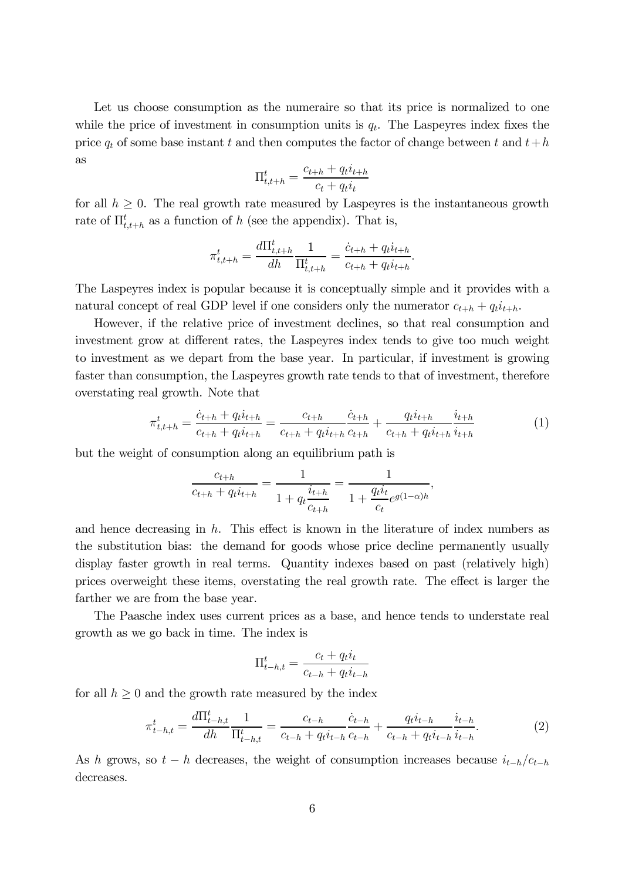Let us choose consumption as the numeraire so that its price is normalized to one while the price of investment in consumption units is $q_t$. The Laspeyres index fixes the price $q_t$ of some base instant $t$ and then computes the factor of change between $t$ and $t+h$ as

$$\Pi^t_{t,t+h} = \frac{c_{t+h} + q_t i_{t+h}}{c_t + q_t i_t}$$

for all $h \geq 0$. The real growth rate measured by Laspeyres is the instantaneous growth rate of $\Pi^t_{t,t+h}$ as a function of $h$ (see the appendix). That is,

$$\pi^t_{t,t+h} = \frac{d\Pi^t_{t,t+h}}{dh} \frac{1}{\Pi^t_{t,t+h}} = \frac{\dot{c}_{t+h} + q_t \dot{i}_{t+h}}{c_{t+h} + q_t i_{t+h}}.$$

The Laspeyres index is popular because it is conceptually simple and it provides with a natural concept of real GDP level if one considers only the numerator $c_{t+h} + q_t i_{t+h}$.

However, if the relative price of investment declines, so that real consumption and investment grow at different rates, the Laspeyres index tends to give too much weight to investment as we depart from the base year. In particular, if investment is growing faster than consumption, the Laspeyres growth rate tends to that of investment, therefore overstating real growth. Note that

$$\pi^t_{t,t+h} = \frac{\dot{c}_{t+h} + q_t \dot{i}_{t+h}}{c_{t+h} + q_t i_{t+h}} = \frac{c_{t+h}}{c_{t+h} + q_t i_{t+h}} \frac{\dot{c}_{t+h}}{c_{t+h}} + \frac{q_t i_{t+h}}{c_{t+h} + q_t i_{t+h}} \frac{\dot{i}_{t+h}}{i_{t+h}} \tag{1}$$

but the weight of consumption along an equilibrium path is

$$\frac{c_{t+h}}{c_{t+h} + q_t i_{t+h}} = \frac{1}{1 + q_t \dfrac{i_{t+h}}{c_{t+h}}} = \frac{1}{1 + \dfrac{q_t i_t}{c_t} e^{g(1-\alpha)h}},$$

and hence decreasing in $h$. This effect is known in the literature of index numbers as the substitution bias: the demand for goods whose price decline permanently usually display faster growth in real terms. Quantity indexes based on past (relatively high) prices overweight these items, overstating the real growth rate. The effect is larger the farther we are from the base year.

The Paasche index uses current prices as a base, and hence tends to understate real growth as we go back in time. The index is

$$\Pi^t_{t-h,t} = \frac{c_t + q_t i_t}{c_{t-h} + q_t i_{t-h}}$$

for all $h \geq 0$ and the growth rate measured by the index

$$\pi^t_{t-h,t} = \frac{d\Pi^t_{t-h,t}}{dh} \frac{1}{\Pi^t_{t-h,t}} = \frac{c_{t-h}}{c_{t-h} + q_t i_{t-h}} \frac{\dot{c}_{t-h}}{c_{t-h}} + \frac{q_t i_{t-h}}{c_{t-h} + q_t i_{t-h}} \frac{\dot{i}_{t-h}}{i_{t-h}}. \tag{2}$$

As $h$ grows, so $t-h$ decreases, the weight of consumption increases because $i_{t-h}/c_{t-h}$ decreases.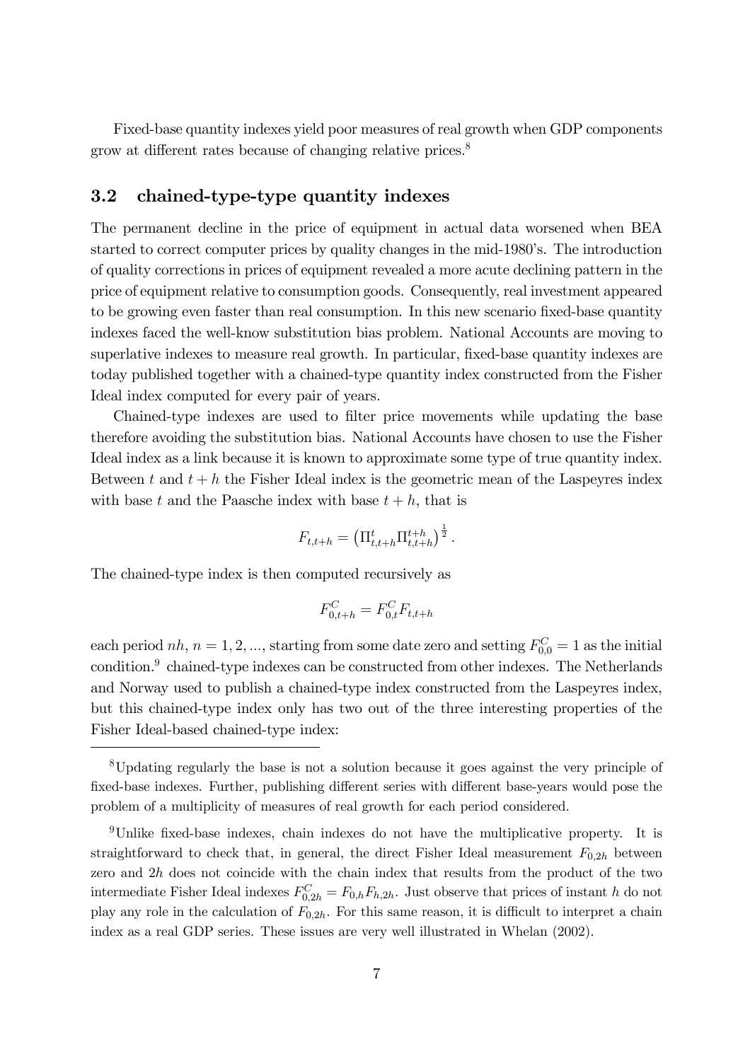Fixed-base quantity indexes yield poor measures of real growth when GDP components grow at different rates because of changing relative prices.[8]

### 3.2 chained-type-type quantity indexes

The permanent decline in the price of equipment in actual data worsened when BEA started to correct computer prices by quality changes in the mid-1980's. The introduction of quality corrections in prices of equipment revealed a more acute declining pattern in the price of equipment relative to consumption goods. Consequently, real investment appeared to be growing even faster than real consumption. In this new scenario fixed-base quantity indexes faced the well-know substitution bias problem. National Accounts are moving to superlative indexes to measure real growth. In particular, fixed-base quantity indexes are today published together with a chained-type quantity index constructed from the Fisher Ideal index computed for every pair of years.

Chained-type indexes are used to filter price movements while updating the base therefore avoiding the substitution bias. National Accounts have chosen to use the Fisher Ideal index as a link because it is known to approximate some type of true quantity index. Between $t$ and $t+h$ the Fisher Ideal index is the geometric mean of the Laspeyres index with base $t$ and the Paasche index with base $t+h$, that is

$$F_{t,t+h} = \left(\Pi^{t}_{t,t+h}\Pi^{t+h}_{t,t+h}\right)^{\frac{1}{2}}.$$

The chained-type index is then computed recursively as

$$F^{C}_{0,t+h} = F^{C}_{0,t}F_{t,t+h}$$

each period $nh$, $n = 1, 2, ...$, starting from some date zero and setting $F^{C}_{0,0} = 1$ as the initial condition.[9] chained-type indexes can be constructed from other indexes. The Netherlands and Norway used to publish a chained-type index constructed from the Laspeyres index, but this chained-type index only has two out of the three interesting properties of the Fisher Ideal-based chained-type index:

---

[8] Updating regularly the base is not a solution because it goes against the very principle of fixed-base indexes. Further, publishing different series with different base-years would pose the problem of a multiplicity of measures of real growth for each period considered.

[9] Unlike fixed-base indexes, chain indexes do not have the multiplicative property. It is straightforward to check that, in general, the direct Fisher Ideal measurement $F_{0,2h}$ between zero and $2h$ does not coincide with the chain index that results from the product of the two intermediate Fisher Ideal indexes $F^{C}_{0,2h} = F_{0,h}F_{h,2h}$. Just observe that prices of instant $h$ do not play any role in the calculation of $F_{0,2h}$. For this same reason, it is difficult to interpret a chain index as a real GDP series. These issues are very well illustrated in Whelan (2002).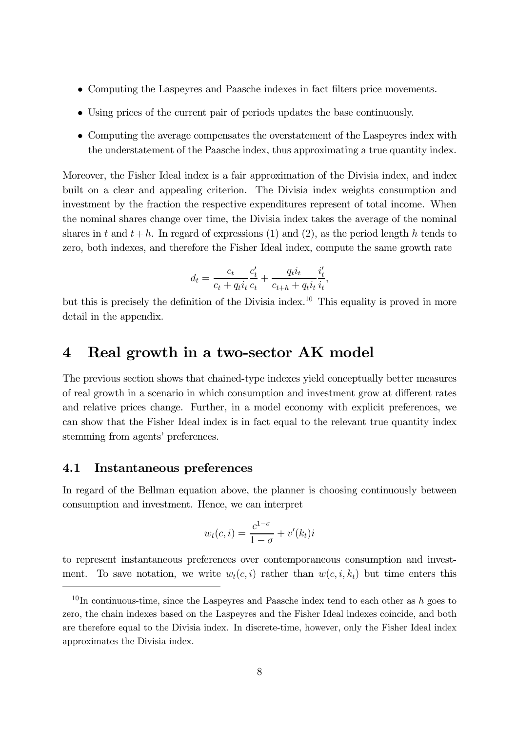- Computing the Laspeyres and Paasche indexes in fact filters price movements.
- Using prices of the current pair of periods updates the base continuously.
- Computing the average compensates the overstatement of the Laspeyres index with the understatement of the Paasche index, thus approximating a true quantity index.

Moreover, the Fisher Ideal index is a fair approximation of the Divisia index, and index built on a clear and appealing criterion. The Divisia index weights consumption and investment by the fraction the respective expenditures represent of total income. When the nominal shares change over time, the Divisia index takes the average of the nominal shares in $t$ and $t+h$. In regard of expressions (1) and (2), as the period length $h$ tends to zero, both indexes, and therefore the Fisher Ideal index, compute the same growth rate

$$d_t = \frac{c_t}{c_t + q_t i_t} \frac{c_t'}{c_t} + \frac{q_t i_t}{c_{t+h} + q_t i_t} \frac{i_t'}{i_t},$$

but this is precisely the definition of the Divisia index.[10] This equality is proved in more detail in the appendix.

# 4 Real growth in a two-sector AK model

The previous section shows that chained-type indexes yield conceptually better measures of real growth in a scenario in which consumption and investment grow at different rates and relative prices change. Further, in a model economy with explicit preferences, we can show that the Fisher Ideal index is in fact equal to the relevant true quantity index stemming from agents' preferences.

## 4.1 Instantaneous preferences

In regard of the Bellman equation above, the planner is choosing continuously between consumption and investment. Hence, we can interpret

$$w_t(c, i) = \frac{c^{1-\sigma}}{1-\sigma} + v'(k_t) i$$

to represent instantaneous preferences over contemporaneous consumption and investment. To save notation, we write $w_t(c, i)$ rather than $w(c, i, k_t)$ but time enters this

[10] In continuous-time, since the Laspeyres and Paasche index tend to each other as $h$ goes to zero, the chain indexes based on the Laspeyres and the Fisher Ideal indexes coincide, and both are therefore equal to the Divisia index. In discrete-time, however, only the Fisher Ideal index approximates the Divisia index.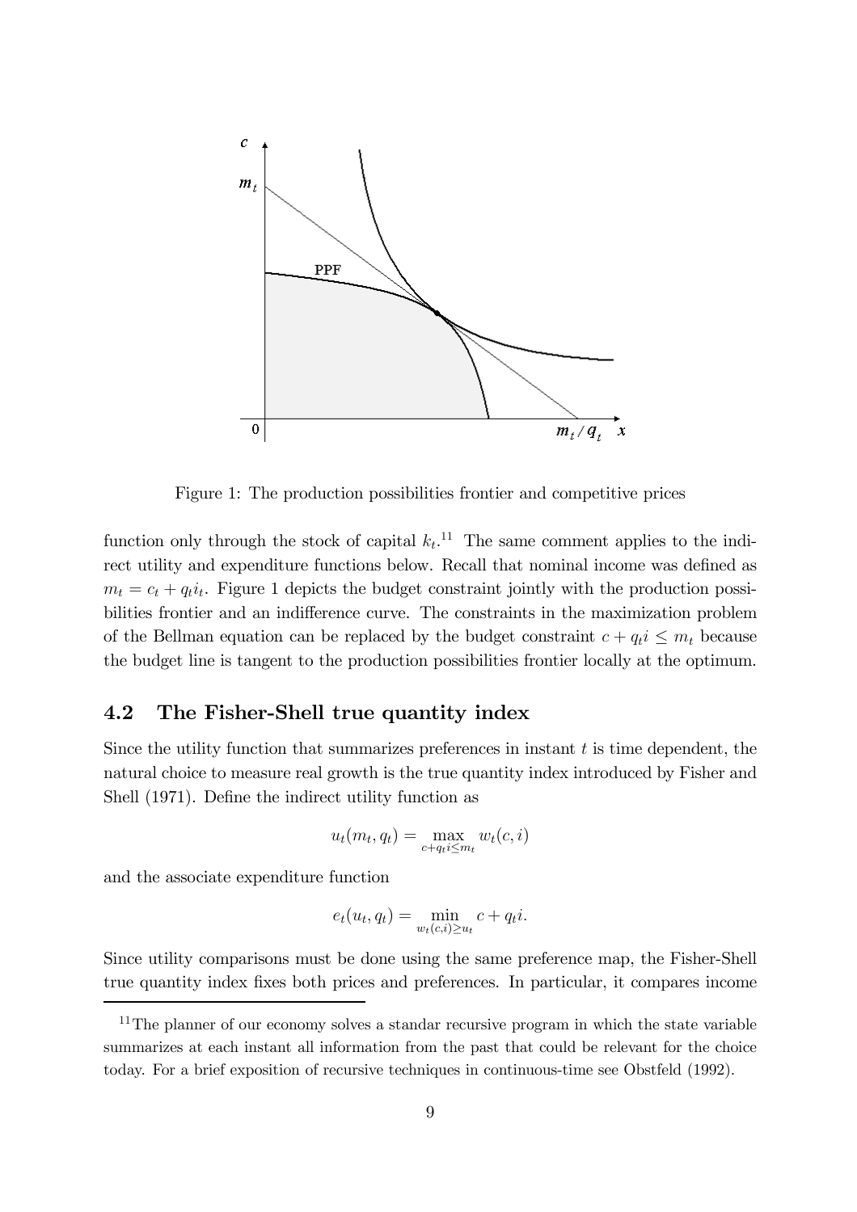Figure 1: The production possibilities frontier and competitive prices

function only through the stock of capital $k_t$.[11] The same comment applies to the indirect utility and expenditure functions below. Recall that nominal income was defined as $m_t = c_t + q_t i_t$. Figure 1 depicts the budget constraint jointly with the production possibilities frontier and an indifference curve. The constraints in the maximization problem of the Bellman equation can be replaced by the budget constraint $c + q_t i \leq m_t$ because the budget line is tangent to the production possibilities frontier locally at the optimum.

## 4.2 The Fisher-Shell true quantity index

Since the utility function that summarizes preferences in instant $t$ is time dependent, the natural choice to measure real growth is the true quantity index introduced by Fisher and Shell (1971). Define the indirect utility function as

$$u_t(m_t, q_t) = \max_{c+q_t i \leq m_t} w_t(c, i)$$

and the associate expenditure function

$$e_t(u_t, q_t) = \min_{w_t(c,i) \geq u_t} c + q_t i.$$

Since utility comparisons must be done using the same preference map, the Fisher-Shell true quantity index fixes both prices and preferences. In particular, it compares income

[11] The planner of our economy solves a standar recursive program in which the state variable summarizes at each instant all information from the past that could be relevant for the choice today. For a brief exposition of recursive techniques in continuous-time see Obstfeld (1992).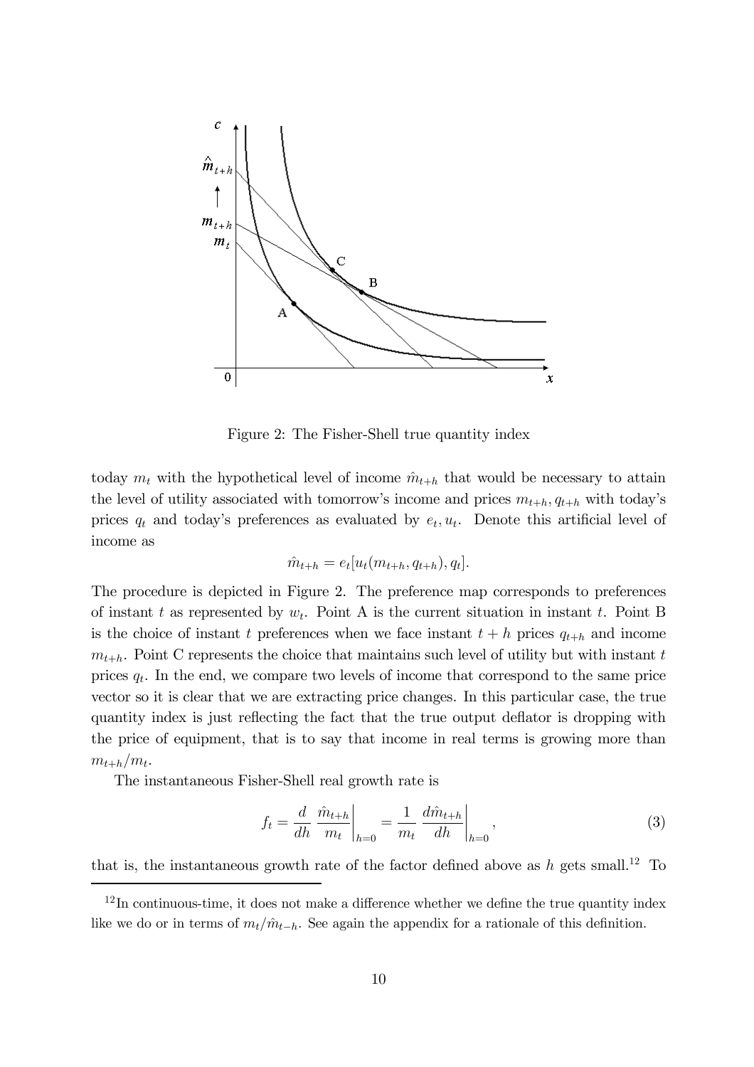Figure 2: The Fisher-Shell true quantity index

today $m_t$ with the hypothetical level of income $\hat{m}_{t+h}$ that would be necessary to attain the level of utility associated with tomorrow's income and prices $m_{t+h}, q_{t+h}$ with today's prices $q_t$ and today's preferences as evaluated by $e_t, u_t$. Denote this artificial level of income as

$$\hat{m}_{t+h} = e_t[u_t(m_{t+h}, q_{t+h}), q_t].$$

The procedure is depicted in Figure 2. The preference map corresponds to preferences of instant $t$ as represented by $w_t$. Point A is the current situation in instant $t$. Point B is the choice of instant $t$ preferences when we face instant $t+h$ prices $q_{t+h}$ and income $m_{t+h}$. Point C represents the choice that maintains such level of utility but with instant $t$ prices $q_t$. In the end, we compare two levels of income that correspond to the same price vector so it is clear that we are extracting price changes. In this particular case, the true quantity index is just reflecting the fact that the true output deflator is dropping with the price of equipment, that is to say that income in real terms is growing more than $m_{t+h}/m_t$.

The instantaneous Fisher-Shell real growth rate is

$$f_t = \frac{d}{dh} \left. \frac{\hat{m}_{t+h}}{m_t} \right|_{h=0} = \frac{1}{m_t} \left. \frac{d\hat{m}_{t+h}}{dh} \right|_{h=0}, \tag{3}$$

that is, the instantaneous growth rate of the factor defined above as $h$ gets small.[12] To

[12] In continuous-time, it does not make a difference whether we define the true quantity index like we do or in terms of $m_t/\hat{m}_{t-h}$. See again the appendix for a rationale of this definition.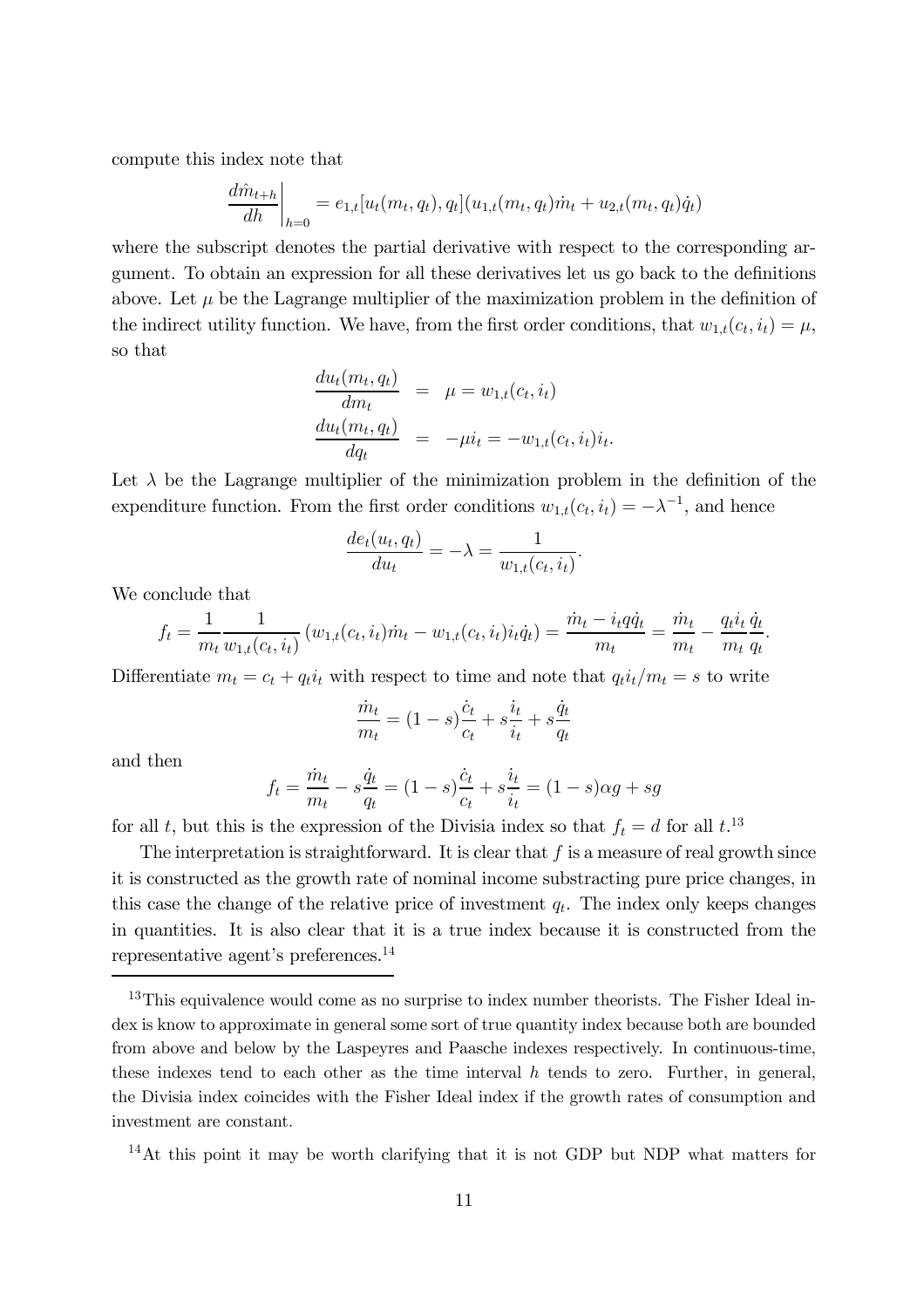compute this index note that

$$\left.\frac{d\hat{m}_{t+h}}{dh}\right|_{h=0} = e_{1,t}[u_t(m_t, q_t), q_t](u_{1,t}(m_t, q_t)\dot{m}_t + u_{2,t}(m_t, q_t)\dot{q}_t)$$

where the subscript denotes the partial derivative with respect to the corresponding argument. To obtain an expression for all these derivatives let us go back to the definitions above. Let $\mu$ be the Lagrange multiplier of the maximization problem in the definition of the indirect utility function. We have, from the first order conditions, that $w_{1,t}(c_t, i_t) = \mu$, so that

$$\begin{aligned}
\frac{du_t(m_t, q_t)}{dm_t} &= \mu = w_{1,t}(c_t, i_t) \\
\frac{du_t(m_t, q_t)}{dq_t} &= -\mu i_t = -w_{1,t}(c_t, i_t) i_t.
\end{aligned}$$

Let $\lambda$ be the Lagrange multiplier of the minimization problem in the definition of the expenditure function. From the first order conditions $w_{1,t}(c_t, i_t) = -\lambda^{-1}$, and hence

$$\frac{de_t(u_t, q_t)}{du_t} = -\lambda = \frac{1}{w_{1,t}(c_t, i_t)}.$$

We conclude that

$$f_t = \frac{1}{m_t}\frac{1}{w_{1,t}(c_t, i_t)}\left(w_{1,t}(c_t, i_t)\dot{m}_t - w_{1,t}(c_t, i_t)i_t\dot{q}_t\right) = \frac{\dot{m}_t - i_t q \dot{q}_t}{m_t} = \frac{\dot{m}_t}{m_t} - \frac{q_t i_t}{m_t}\frac{\dot{q}_t}{q_t}.$$

Differentiate $m_t = c_t + q_t i_t$ with respect to time and note that $q_t i_t / m_t = s$ to write

$$\frac{\dot{m}_t}{m_t} = (1-s)\frac{\dot{c}_t}{c_t} + s\frac{\dot{i}_t}{i_t} + s\frac{\dot{q}_t}{q_t}$$

and then

$$f_t = \frac{\dot{m}_t}{m_t} - s\frac{\dot{q}_t}{q_t} = (1-s)\frac{\dot{c}_t}{c_t} + s\frac{\dot{i}_t}{i_t} = (1-s)\alpha g + sg$$

for all $t$, but this is the expression of the Divisia index so that $f_t = d$ for all $t$.[13]

The interpretation is straightforward. It is clear that $f$ is a measure of real growth since it is constructed as the growth rate of nominal income substracting pure price changes, in this case the change of the relative price of investment $q_t$. The index only keeps changes in quantities. It is also clear that it is a true index because it is constructed from the representative agent's preferences.[14]

[13] This equivalence would come as no surprise to index number theorists. The Fisher Ideal index is know to approximate in general some sort of true quantity index because both are bounded from above and below by the Laspeyres and Paasche indexes respectively. In continuous-time, these indexes tend to each other as the time interval $h$ tends to zero. Further, in general, the Divisia index coincides with the Fisher Ideal index if the growth rates of consumption and investment are constant.

[14] At this point it may be worth clarifying that it is not GDP but NDP what matters for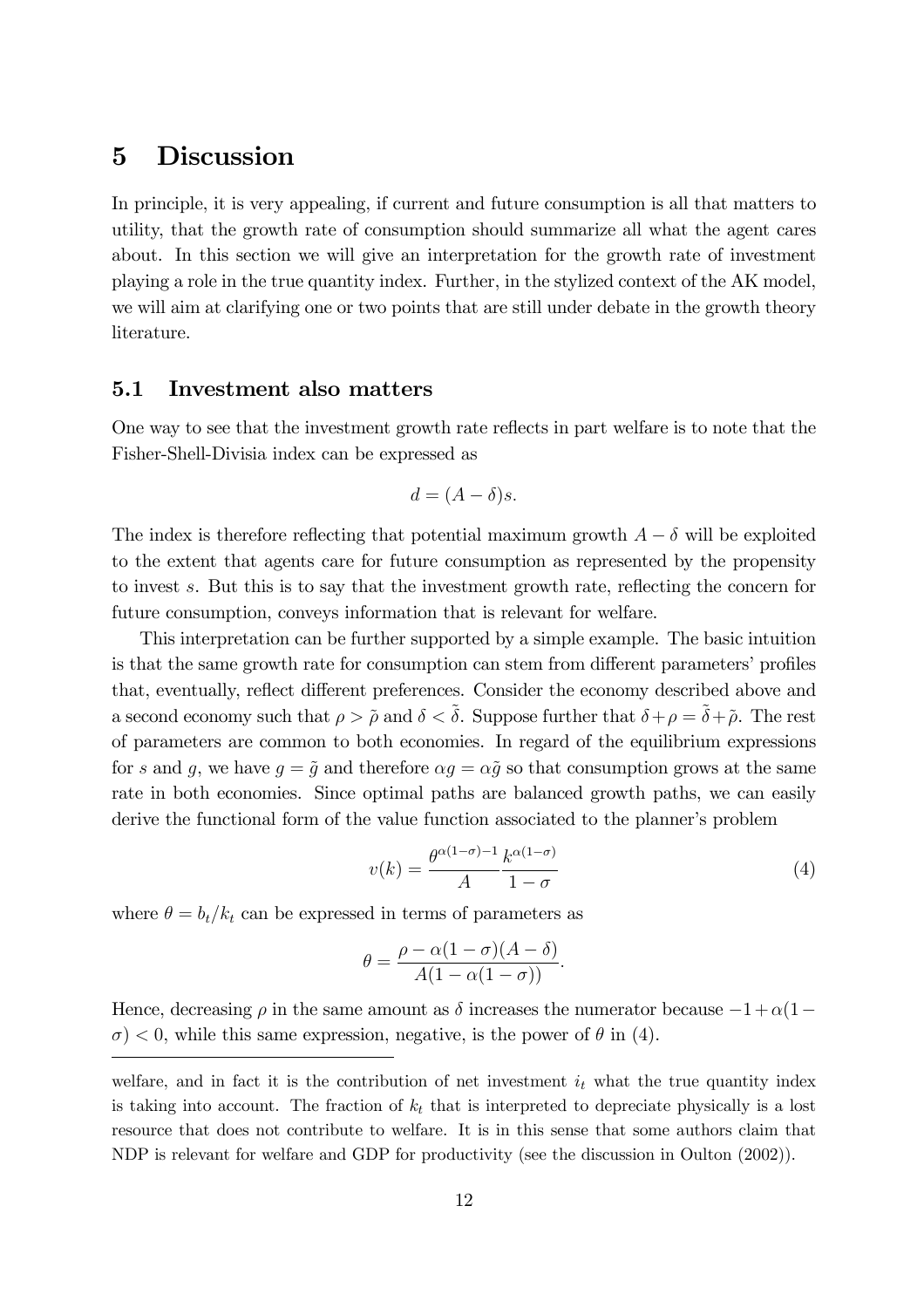# 5 Discussion

In principle, it is very appealing, if current and future consumption is all that matters to utility, that the growth rate of consumption should summarize all what the agent cares about. In this section we will give an interpretation for the growth rate of investment playing a role in the true quantity index. Further, in the stylized context of the AK model, we will aim at clarifying one or two points that are still under debate in the growth theory literature.

## 5.1 Investment also matters

One way to see that the investment growth rate reflects in part welfare is to note that the Fisher-Shell-Divisia index can be expressed as

$$d = (A - \delta)s.$$

The index is therefore reflecting that potential maximum growth $A - \delta$ will be exploited to the extent that agents care for future consumption as represented by the propensity to invest $s$. But this is to say that the investment growth rate, reflecting the concern for future consumption, conveys information that is relevant for welfare.

This interpretation can be further supported by a simple example. The basic intuition is that the same growth rate for consumption can stem from different parameters' profiles that, eventually, reflect different preferences. Consider the economy described above and a second economy such that $\rho > \tilde{\rho}$ and $\delta < \tilde{\delta}$. Suppose further that $\delta + \rho = \tilde{\delta} + \tilde{\rho}$. The rest of parameters are common to both economies. In regard of the equilibrium expressions for $s$ and $g$, we have $g = \tilde{g}$ and therefore $\alpha g = \alpha \tilde{g}$ so that consumption grows at the same rate in both economies. Since optimal paths are balanced growth paths, we can easily derive the functional form of the value function associated to the planner's problem

$$v(k) = \frac{\theta^{\alpha(1-\sigma)-1}}{A} \frac{k^{\alpha(1-\sigma)}}{1-\sigma} \tag{4}$$

where $\theta = b_t/k_t$ can be expressed in terms of parameters as

$$\theta = \frac{\rho - \alpha(1-\sigma)(A-\delta)}{A(1-\alpha(1-\sigma))}.$$

Hence, decreasing $\rho$ in the same amount as $\delta$ increases the numerator because $-1+\alpha(1-\sigma) < 0$, while this same expression, negative, is the power of $\theta$ in (4).

welfare, and in fact it is the contribution of net investment $i_t$ what the true quantity index is taking into account. The fraction of $k_t$ that is interpreted to depreciate physically is a lost resource that does not contribute to welfare. It is in this sense that some authors claim that NDP is relevant for welfare and GDP for productivity (see the discussion in Oulton (2002)).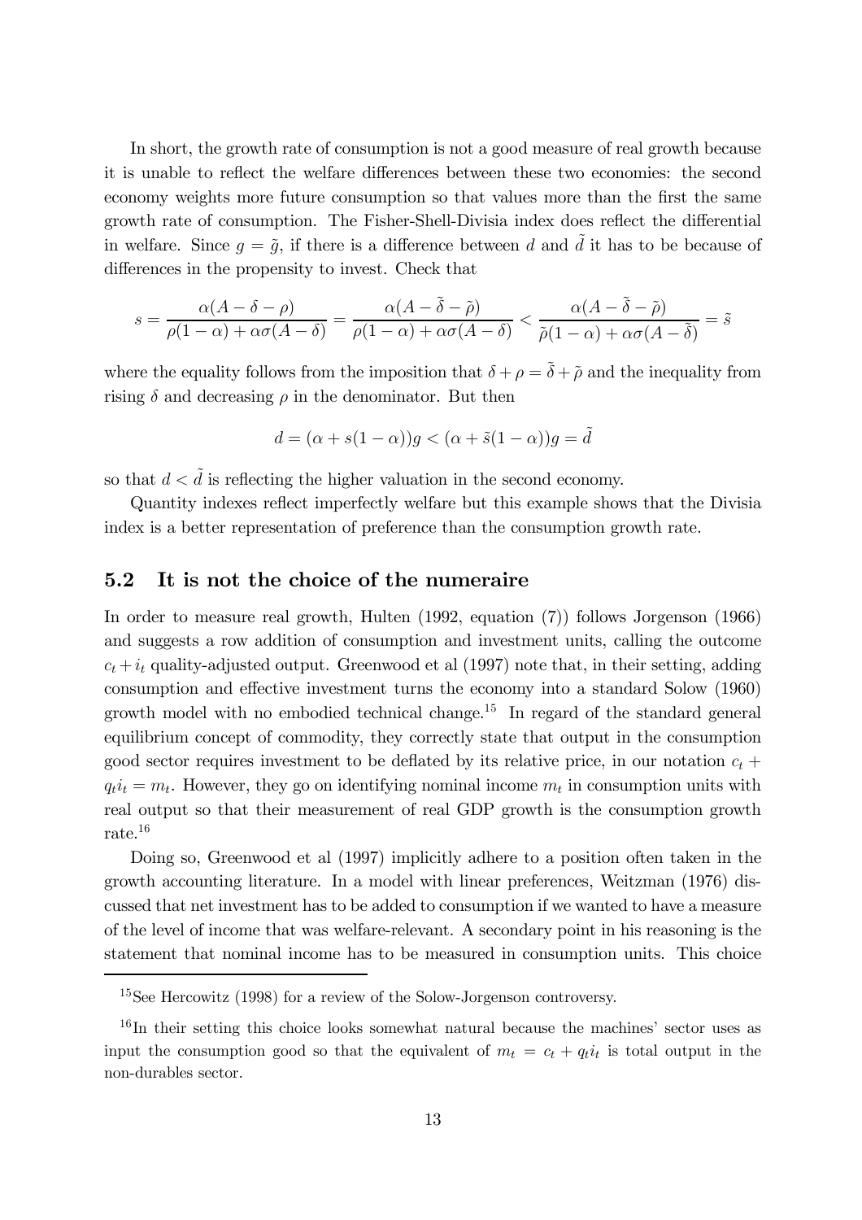In short, the growth rate of consumption is not a good measure of real growth because it is unable to reflect the welfare differences between these two economies: the second economy weights more future consumption so that values more than the first the same growth rate of consumption. The Fisher-Shell-Divisia index does reflect the differential in welfare. Since $g = \tilde{g}$, if there is a difference between $d$ and $\tilde{d}$ it has to be because of differences in the propensity to invest. Check that

$$s = \frac{\alpha(A - \delta - \rho)}{\rho(1-\alpha) + \alpha\sigma(A-\delta)} = \frac{\alpha(A - \tilde{\delta} - \tilde{\rho})}{\rho(1-\alpha) + \alpha\sigma(A-\delta)} < \frac{\alpha(A - \tilde{\delta} - \tilde{\rho})}{\tilde{\rho}(1-\alpha) + \alpha\sigma(A-\tilde{\delta})} = \tilde{s}$$

where the equality follows from the imposition that $\delta + \rho = \tilde{\delta} + \tilde{\rho}$ and the inequality from rising $\delta$ and decreasing $\rho$ in the denominator. But then

$$d = (\alpha + s(1-\alpha))g < (\alpha + \tilde{s}(1-\alpha))g = \tilde{d}$$

so that $d < \tilde{d}$ is reflecting the higher valuation in the second economy.

Quantity indexes reflect imperfectly welfare but this example shows that the Divisia index is a better representation of preference than the consumption growth rate.

## 5.2 It is not the choice of the numeraire

In order to measure real growth, Hulten (1992, equation (7)) follows Jorgenson (1966) and suggests a row addition of consumption and investment units, calling the outcome $c_t + i_t$ quality-adjusted output. Greenwood et al (1997) note that, in their setting, adding consumption and effective investment turns the economy into a standard Solow (1960) growth model with no embodied technical change.[15] In regard of the standard general equilibrium concept of commodity, they correctly state that output in the consumption good sector requires investment to be deflated by its relative price, in our notation $c_t + q_t i_t = m_t$. However, they go on identifying nominal income $m_t$ in consumption units with real output so that their measurement of real GDP growth is the consumption growth rate.[16]

Doing so, Greenwood et al (1997) implicitly adhere to a position often taken in the growth accounting literature. In a model with linear preferences, Weitzman (1976) discussed that net investment has to be added to consumption if we wanted to have a measure of the level of income that was welfare-relevant. A secondary point in his reasoning is the statement that nominal income has to be measured in consumption units. This choice

[15] See Hercowitz (1998) for a review of the Solow-Jorgenson controversy.

[16] In their setting this choice looks somewhat natural because the machines' sector uses as input the consumption good so that the equivalent of $m_t = c_t + q_t i_t$ is total output in the non-durables sector.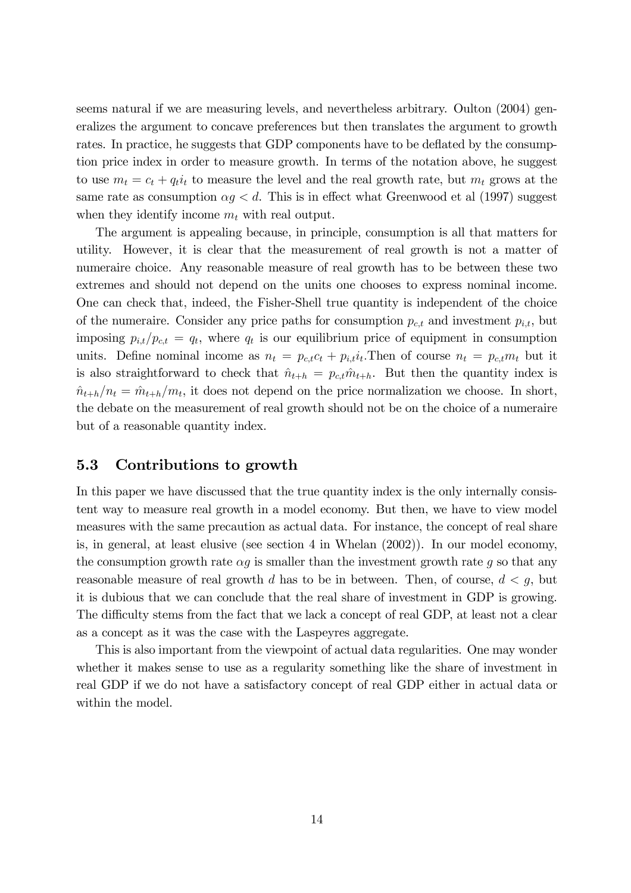seems natural if we are measuring levels, and nevertheless arbitrary. Oulton (2004) generalizes the argument to concave preferences but then translates the argument to growth rates. In practice, he suggests that GDP components have to be deflated by the consumption price index in order to measure growth. In terms of the notation above, he suggest to use $m_t = c_t + q_t i_t$ to measure the level and the real growth rate, but $m_t$ grows at the same rate as consumption $\alpha g < d$. This is in effect what Greenwood et al (1997) suggest when they identify income $m_t$ with real output.

The argument is appealing because, in principle, consumption is all that matters for utility. However, it is clear that the measurement of real growth is not a matter of numeraire choice. Any reasonable measure of real growth has to be between these two extremes and should not depend on the units one chooses to express nominal income. One can check that, indeed, the Fisher-Shell true quantity is independent of the choice of the numeraire. Consider any price paths for consumption $p_{c,t}$ and investment $p_{i,t}$, but imposing $p_{i,t}/p_{c,t} = q_t$, where $q_t$ is our equilibrium price of equipment in consumption units. Define nominal income as $n_t = p_{c,t}c_t + p_{i,t}i_t$.Then of course $n_t = p_{c,t}m_t$ but it is also straightforward to check that $\hat{n}_{t+h} = p_{c,t}\hat{m}_{t+h}$. But then the quantity index is $\hat{n}_{t+h}/n_t = \hat{m}_{t+h}/m_t$, it does not depend on the price normalization we choose. In short, the debate on the measurement of real growth should not be on the choice of a numeraire but of a reasonable quantity index.

## 5.3 Contributions to growth

In this paper we have discussed that the true quantity index is the only internally consistent way to measure real growth in a model economy. But then, we have to view model measures with the same precaution as actual data. For instance, the concept of real share is, in general, at least elusive (see section 4 in Whelan (2002)). In our model economy, the consumption growth rate $\alpha g$ is smaller than the investment growth rate $g$ so that any reasonable measure of real growth $d$ has to be in between. Then, of course, $d < g$, but it is dubious that we can conclude that the real share of investment in GDP is growing. The difficulty stems from the fact that we lack a concept of real GDP, at least not a clear as a concept as it was the case with the Laspeyres aggregate.

This is also important from the viewpoint of actual data regularities. One may wonder whether it makes sense to use as a regularity something like the share of investment in real GDP if we do not have a satisfactory concept of real GDP either in actual data or within the model.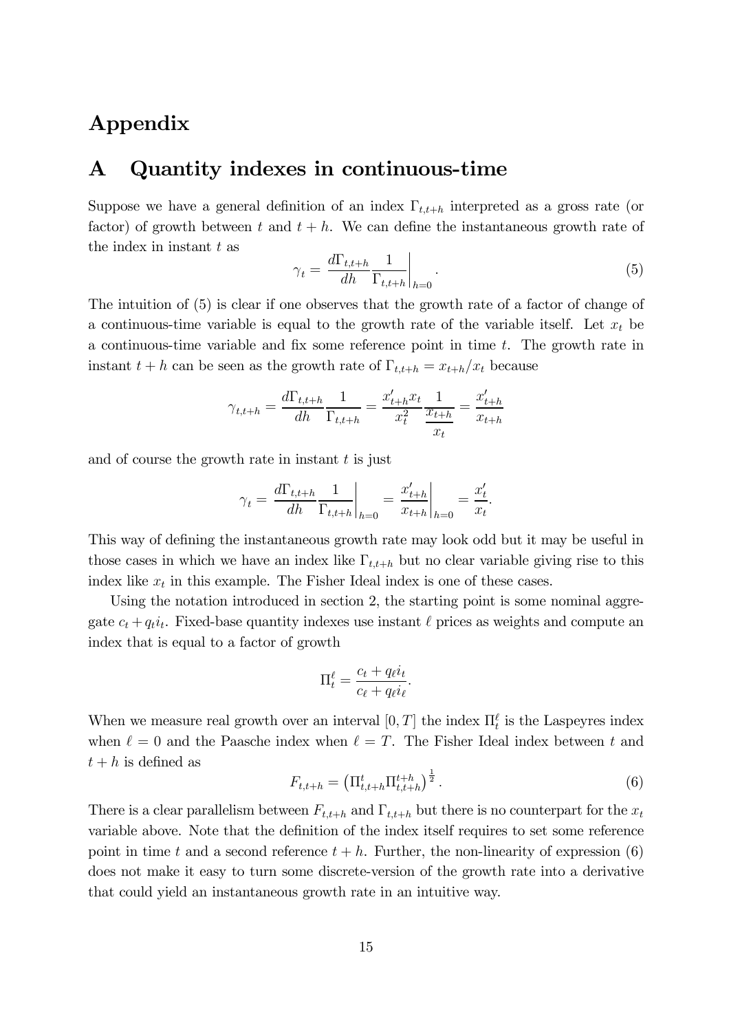# Appendix

## A Quantity indexes in continuous-time

Suppose we have a general definition of an index $\Gamma_{t,t+h}$ interpreted as a gross rate (or factor) of growth between $t$ and $t+h$. We can define the instantaneous growth rate of the index in instant $t$ as

$$\gamma_t = \left. \frac{d\Gamma_{t,t+h}}{dh} \frac{1}{\Gamma_{t,t+h}} \right|_{h=0}. \tag{5}$$

The intuition of (5) is clear if one observes that the growth rate of a factor of change of a continuous-time variable is equal to the growth rate of the variable itself. Let $x_t$ be a continuous-time variable and fix some reference point in time $t$. The growth rate in instant $t+h$ can be seen as the growth rate of $\Gamma_{t,t+h} = x_{t+h}/x_t$ because

$$\gamma_{t,t+h} = \frac{d\Gamma_{t,t+h}}{dh} \frac{1}{\Gamma_{t,t+h}} = \frac{x'_{t+h} x_t}{x_t^2} \frac{1}{\frac{x_{t+h}}{x_t}} = \frac{x'_{t+h}}{x_{t+h}}$$

and of course the growth rate in instant $t$ is just

$$\gamma_t = \left. \frac{d\Gamma_{t,t+h}}{dh} \frac{1}{\Gamma_{t,t+h}} \right|_{h=0} = \left. \frac{x'_{t+h}}{x_{t+h}} \right|_{h=0} = \frac{x'_t}{x_t}.$$

This way of defining the instantaneous growth rate may look odd but it may be useful in those cases in which we have an index like $\Gamma_{t,t+h}$ but no clear variable giving rise to this index like $x_t$ in this example. The Fisher Ideal index is one of these cases.

Using the notation introduced in section 2, the starting point is some nominal aggregate $c_t + q_t i_t$. Fixed-base quantity indexes use instant $\ell$ prices as weights and compute an index that is equal to a factor of growth

$$\Pi_t^\ell = \frac{c_t + q_\ell i_t}{c_\ell + q_\ell i_\ell}.$$

When we measure real growth over an interval $[0, T]$ the index $\Pi_t^\ell$ is the Laspeyres index when $\ell = 0$ and the Paasche index when $\ell = T$. The Fisher Ideal index between $t$ and $t+h$ is defined as

$$F_{t,t+h} = \left( \Pi_{t,t+h}^t \Pi_{t,t+h}^{t+h} \right)^{\frac{1}{2}}. \tag{6}$$

There is a clear parallelism between $F_{t,t+h}$ and $\Gamma_{t,t+h}$ but there is no counterpart for the $x_t$ variable above. Note that the definition of the index itself requires to set some reference point in time $t$ and a second reference $t+h$. Further, the non-linearity of expression (6) does not make it easy to turn some discrete-version of the growth rate into a derivative that could yield an instantaneous growth rate in an intuitive way.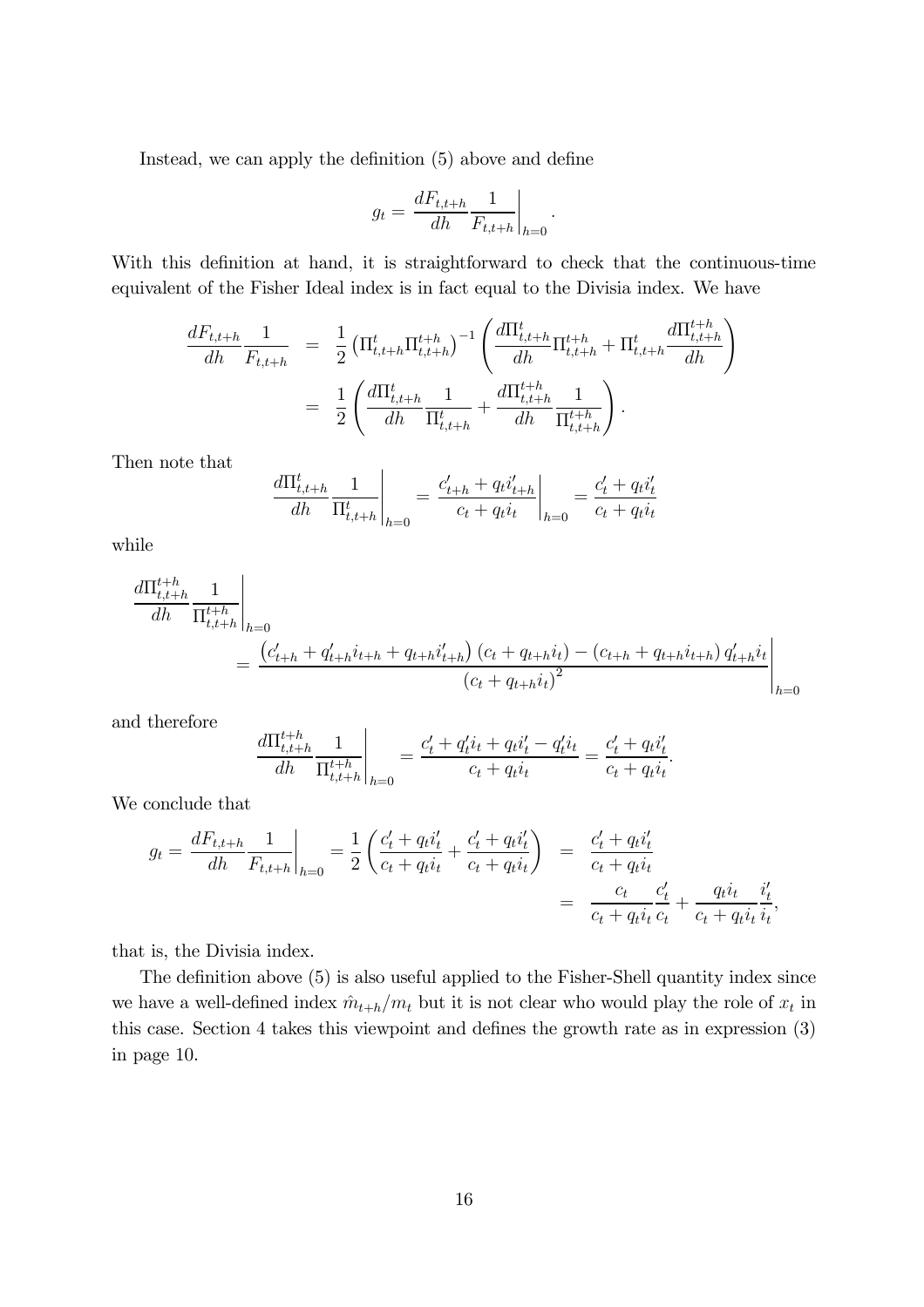Instead, we can apply the definition (5) above and define

$$g_t = \left. \frac{dF_{t,t+h}}{dh} \frac{1}{F_{t,t+h}} \right|_{h=0}.$$

With this definition at hand, it is straightforward to check that the continuous-time equivalent of the Fisher Ideal index is in fact equal to the Divisia index. We have

$$\begin{aligned}
\frac{dF_{t,t+h}}{dh} \frac{1}{F_{t,t+h}} &= \frac{1}{2} \left( \Pi^t_{t,t+h} \Pi^{t+h}_{t,t+h} \right)^{-1} \left( \frac{d\Pi^t_{t,t+h}}{dh} \Pi^{t+h}_{t,t+h} + \Pi^t_{t,t+h} \frac{d\Pi^{t+h}_{t,t+h}}{dh} \right) \\
&= \frac{1}{2} \left( \frac{d\Pi^t_{t,t+h}}{dh} \frac{1}{\Pi^t_{t,t+h}} + \frac{d\Pi^{t+h}_{t,t+h}}{dh} \frac{1}{\Pi^{t+h}_{t,t+h}} \right).
\end{aligned}$$

Then note that

$$\left. \frac{d\Pi^t_{t,t+h}}{dh} \frac{1}{\Pi^t_{t,t+h}} \right|_{h=0} = \left. \frac{c'_{t+h} + q_t i'_{t+h}}{c_t + q_t i_t} \right|_{h=0} = \frac{c'_t + q_t i'_t}{c_t + q_t i_t}$$

while

$$\begin{aligned}
&\left. \frac{d\Pi^{t+h}_{t,t+h}}{dh} \frac{1}{\Pi^{t+h}_{t,t+h}} \right|_{h=0} \\
&\quad = \left. \frac{\left( c'_{t+h} + q'_{t+h} i_{t+h} + q_{t+h} i'_{t+h} \right) \left( c_t + q_{t+h} i_t \right) - \left( c_{t+h} + q_{t+h} i_{t+h} \right) q'_{t+h} i_t}{\left( c_t + q_{t+h} i_t \right)^2} \right|_{h=0}
\end{aligned}$$

and therefore

$$\left. \frac{d\Pi^{t+h}_{t,t+h}}{dh} \frac{1}{\Pi^{t+h}_{t,t+h}} \right|_{h=0} = \frac{c'_t + q'_t i_t + q_t i'_t - q'_t i_t}{c_t + q_t i_t} = \frac{c'_t + q_t i'_t}{c_t + q_t i_t}.$$

We conclude that

$$\begin{aligned}
g_t = \left. \frac{dF_{t,t+h}}{dh} \frac{1}{F_{t,t+h}} \right|_{h=0} = \frac{1}{2} \left( \frac{c'_t + q_t i'_t}{c_t + q_t i_t} + \frac{c'_t + q_t i'_t}{c_t + q_t i_t} \right) &= \frac{c'_t + q_t i'_t}{c_t + q_t i_t} \\
&= \frac{c_t}{c_t + q_t i_t} \frac{c'_t}{c_t} + \frac{q_t i_t}{c_t + q_t i_t} \frac{i'_t}{i_t},
\end{aligned}$$

that is, the Divisia index.

The definition above (5) is also useful applied to the Fisher-Shell quantity index since we have a well-defined index $\hat{m}_{t+h}/m_t$ but it is not clear who would play the role of $x_t$ in this case. Section 4 takes this viewpoint and defines the growth rate as in expression (3) in page 10.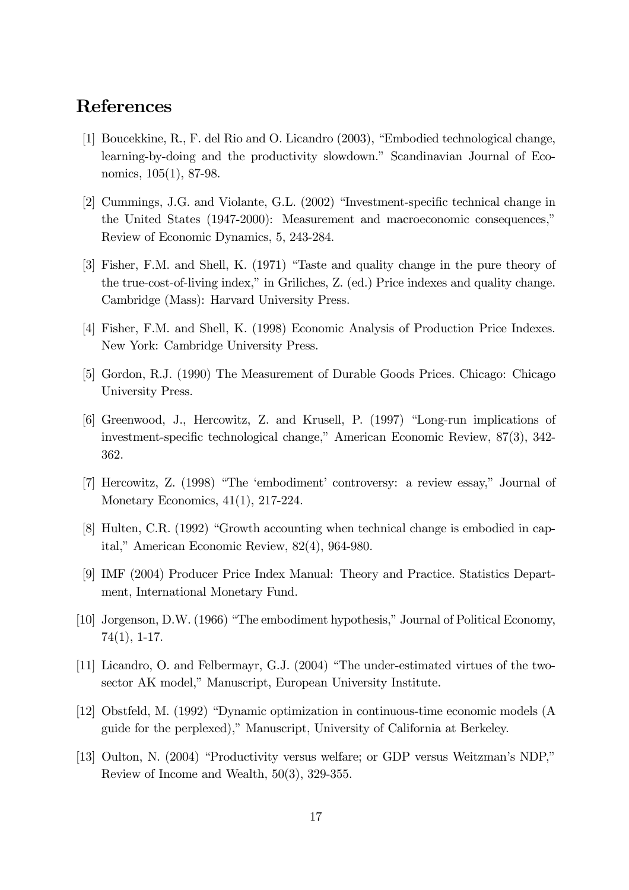# References

[1] Boucekkine, R., F. del Rio and O. Licandro (2003), "Embodied technological change, learning-by-doing and the productivity slowdown." Scandinavian Journal of Economics, 105(1), 87-98.

[2] Cummings, J.G. and Violante, G.L. (2002) "Investment-specific technical change in the United States (1947-2000): Measurement and macroeconomic consequences," Review of Economic Dynamics, 5, 243-284.

[3] Fisher, F.M. and Shell, K. (1971) "Taste and quality change in the pure theory of the true-cost-of-living index," in Griliches, Z. (ed.) Price indexes and quality change. Cambridge (Mass): Harvard University Press.

[4] Fisher, F.M. and Shell, K. (1998) Economic Analysis of Production Price Indexes. New York: Cambridge University Press.

[5] Gordon, R.J. (1990) The Measurement of Durable Goods Prices. Chicago: Chicago University Press.

[6] Greenwood, J., Hercowitz, Z. and Krusell, P. (1997) "Long-run implications of investment-specific technological change," American Economic Review, 87(3), 342-362.

[7] Hercowitz, Z. (1998) "The 'embodiment' controversy: a review essay," Journal of Monetary Economics, 41(1), 217-224.

[8] Hulten, C.R. (1992) "Growth accounting when technical change is embodied in capital," American Economic Review, 82(4), 964-980.

[9] IMF (2004) Producer Price Index Manual: Theory and Practice. Statistics Department, International Monetary Fund.

[10] Jorgenson, D.W. (1966) "The embodiment hypothesis," Journal of Political Economy, 74(1), 1-17.

[11] Licandro, O. and Felbermayr, G.J. (2004) "The under-estimated virtues of the two-sector AK model," Manuscript, European University Institute.

[12] Obstfeld, M. (1992) "Dynamic optimization in continuous-time economic models (A guide for the perplexed)," Manuscript, University of California at Berkeley.

[13] Oulton, N. (2004) "Productivity versus welfare; or GDP versus Weitzman's NDP," Review of Income and Wealth, 50(3), 329-355.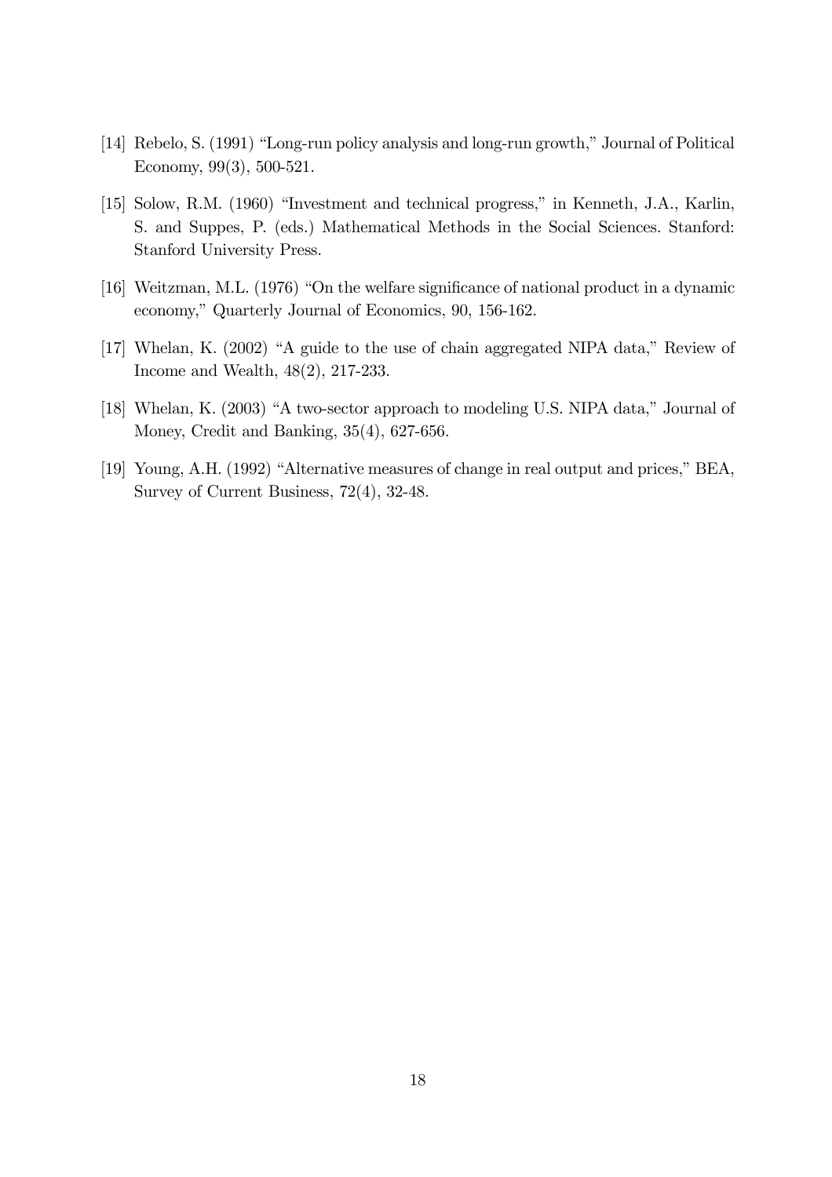[14] Rebelo, S. (1991) "Long-run policy analysis and long-run growth," Journal of Political Economy, 99(3), 500-521.

[15] Solow, R.M. (1960) "Investment and technical progress," in Kenneth, J.A., Karlin, S. and Suppes, P. (eds.) Mathematical Methods in the Social Sciences. Stanford: Stanford University Press.

[16] Weitzman, M.L. (1976) "On the welfare significance of national product in a dynamic economy," Quarterly Journal of Economics, 90, 156-162.

[17] Whelan, K. (2002) "A guide to the use of chain aggregated NIPA data," Review of Income and Wealth, 48(2), 217-233.

[18] Whelan, K. (2003) "A two-sector approach to modeling U.S. NIPA data," Journal of Money, Credit and Banking, 35(4), 627-656.

[19] Young, A.H. (1992) "Alternative measures of change in real output and prices," BEA, Survey of Current Business, 72(4), 32-48.